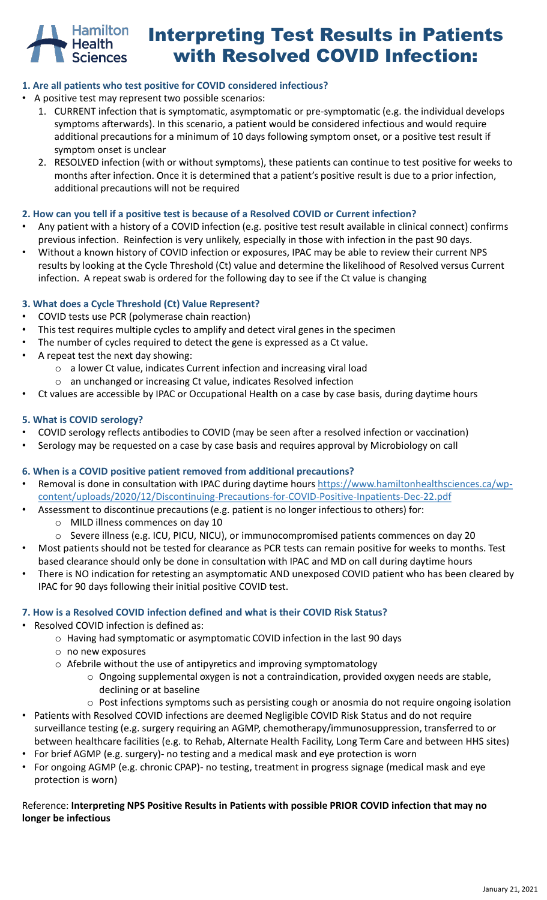# Interpreting Test Results in Patients with Resolved COVID Infection:

**1. Are all patients who test positive for COVID considered infectious?**

- A positive test may represent two possible scenarios:
  1. CURRENT infection that is symptomatic, asymptomatic or pre-symptomatic (e.g. the individual develops symptoms afterwards). In this scenario, a patient would be considered infectious and would require additional precautions for a minimum of 10 days following symptom onset, or a positive test result if symptom onset is unclear
  2. RESOLVED infection (with or without symptoms), these patients can continue to test positive for weeks to months after infection. Once it is determined that a patient's positive result is due to a prior infection, additional precautions will not be required

**2. How can you tell if a positive test is because of a Resolved COVID or Current infection?**

- Any patient with a history of a COVID infection (e.g. positive test result available in clinical connect) confirms previous infection. Reinfection is very unlikely, especially in those with infection in the past 90 days.
- Without a known history of COVID infection or exposures, IPAC may be able to review their current NPS results by looking at the Cycle Threshold (Ct) value and determine the likelihood of Resolved versus Current infection. A repeat swab is ordered for the following day to see if the Ct value is changing

**3. What does a Cycle Threshold (Ct) Value Represent?**

- COVID tests use PCR (polymerase chain reaction)
- This test requires multiple cycles to amplify and detect viral genes in the specimen
- The number of cycles required to detect the gene is expressed as a Ct value.
- A repeat test the next day showing:
  - a lower Ct value, indicates Current infection and increasing viral load
  - an unchanged or increasing Ct value, indicates Resolved infection
- Ct values are accessible by IPAC or Occupational Health on a case by case basis, during daytime hours

**5. What is COVID serology?**

- COVID serology reflects antibodies to COVID (may be seen after a resolved infection or vaccination)
- Serology may be requested on a case by case basis and requires approval by Microbiology on call

**6. When is a COVID positive patient removed from additional precautions?**

- Removal is done in consultation with IPAC during daytime hours https://www.hamiltonhealthsciences.ca/wp-content/uploads/2020/12/Discontinuing-Precautions-for-COVID-Positive-Inpatients-Dec-22.pdf
- Assessment to discontinue precautions (e.g. patient is no longer infectious to others) for:
  - MILD illness commences on day 10
  - Severe illness (e.g. ICU, PICU, NICU), or immunocompromised patients commences on day 20
- Most patients should not be tested for clearance as PCR tests can remain positive for weeks to months. Test based clearance should only be done in consultation with IPAC and MD on call during daytime hours
- There is NO indication for retesting an asymptomatic AND unexposed COVID patient who has been cleared by IPAC for 90 days following their initial positive COVID test.

**7. How is a Resolved COVID infection defined and what is their COVID Risk Status?**

- Resolved COVID infection is defined as:
  - Having had symptomatic or asymptomatic COVID infection in the last 90 days
  - no new exposures
  - Afebrile without the use of antipyretics and improving symptomatology
    - Ongoing supplemental oxygen is not a contraindication, provided oxygen needs are stable, declining or at baseline
    - Post infections symptoms such as persisting cough or anosmia do not require ongoing isolation
- Patients with Resolved COVID infections are deemed Negligible COVID Risk Status and do not require surveillance testing (e.g. surgery requiring an AGMP, chemotherapy/immunosuppression, transferred to or between healthcare facilities (e.g. to Rehab, Alternate Health Facility, Long Term Care and between HHS sites)
- For brief AGMP (e.g. surgery)- no testing and a medical mask and eye protection is worn
- For ongoing AGMP (e.g. chronic CPAP)- no testing, treatment in progress signage (medical mask and eye protection is worn)

Reference: **Interpreting NPS Positive Results in Patients with possible PRIOR COVID infection that may no longer be infectious**

January 21, 2021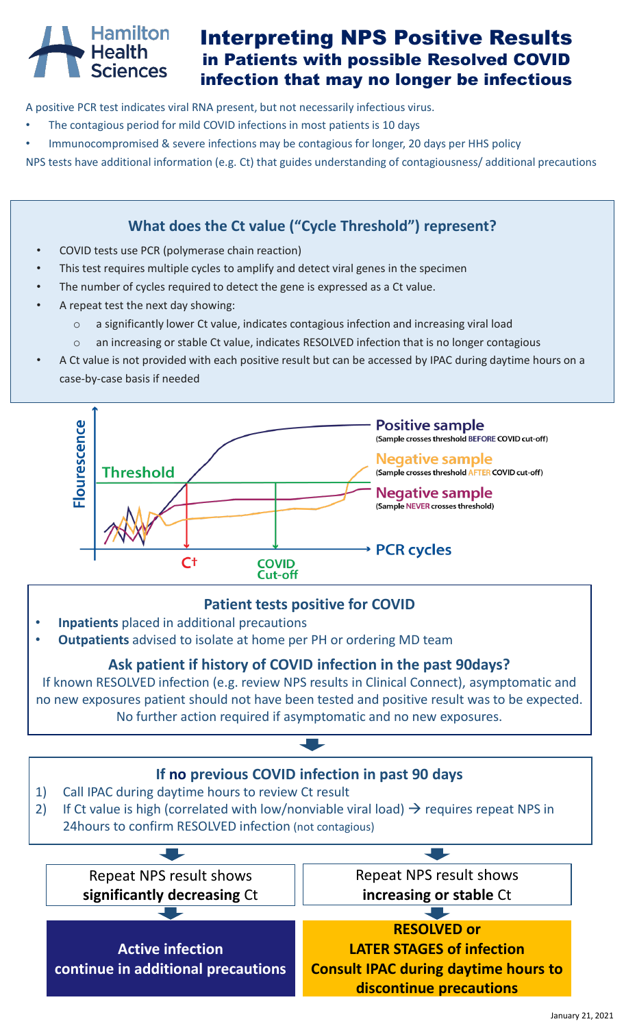# Interpreting NPS Positive Results in Patients with possible Resolved COVID infection that may no longer be infectious

Hamilton Health Sciences

A positive PCR test indicates viral RNA present, but not necessarily infectious virus.

- The contagious period for mild COVID infections in most patients is 10 days
- Immunocompromised & severe infections may be contagious for longer, 20 days per HHS policy

NPS tests have additional information (e.g. Ct) that guides understanding of contagiousness/ additional precautions

## What does the Ct value ("Cycle Threshold") represent?

- COVID tests use PCR (polymerase chain reaction)
- This test requires multiple cycles to amplify and detect viral genes in the specimen
- The number of cycles required to detect the gene is expressed as a Ct value.
- A repeat test the next day showing:
  - a significantly lower Ct value, indicates contagious infection and increasing viral load
  - an increasing or stable Ct value, indicates RESOLVED infection that is no longer contagious
- A Ct value is not provided with each positive result but can be accessed by IPAC during daytime hours on a case-by-case basis if needed

Flourescence

Threshold

Positive sample
(Sample crosses threshold BEFORE COVID cut-off)

Negative sample
(Sample crosses threshold AFTER COVID cut-off)

Negative sample
(Sample NEVER crosses threshold)

PCR cycles

Ct

COVID Cut-off

## Patient tests positive for COVID

- **Inpatients** placed in additional precautions
- **Outpatients** advised to isolate at home per PH or ordering MD team

### Ask patient if history of COVID infection in the past 90days?

If known RESOLVED infection (e.g. review NPS results in Clinical Connect), asymptomatic and no new exposures patient should not have been tested and positive result was to be expected. No further action required if asymptomatic and no new exposures.

## If no previous COVID infection in past 90 days

1) Call IPAC during daytime hours to review Ct result
2) If Ct value is high (correlated with low/nonviable viral load) → requires repeat NPS in 24hours to confirm RESOLVED infection (not contagious)

Repeat NPS result shows **significantly decreasing** Ct
→ **Active infection continue in additional precautions**

Repeat NPS result shows **increasing or stable** Ct
→ **RESOLVED or LATER STAGES of infection Consult IPAC during daytime hours to discontinue precautions**

January 21, 2021